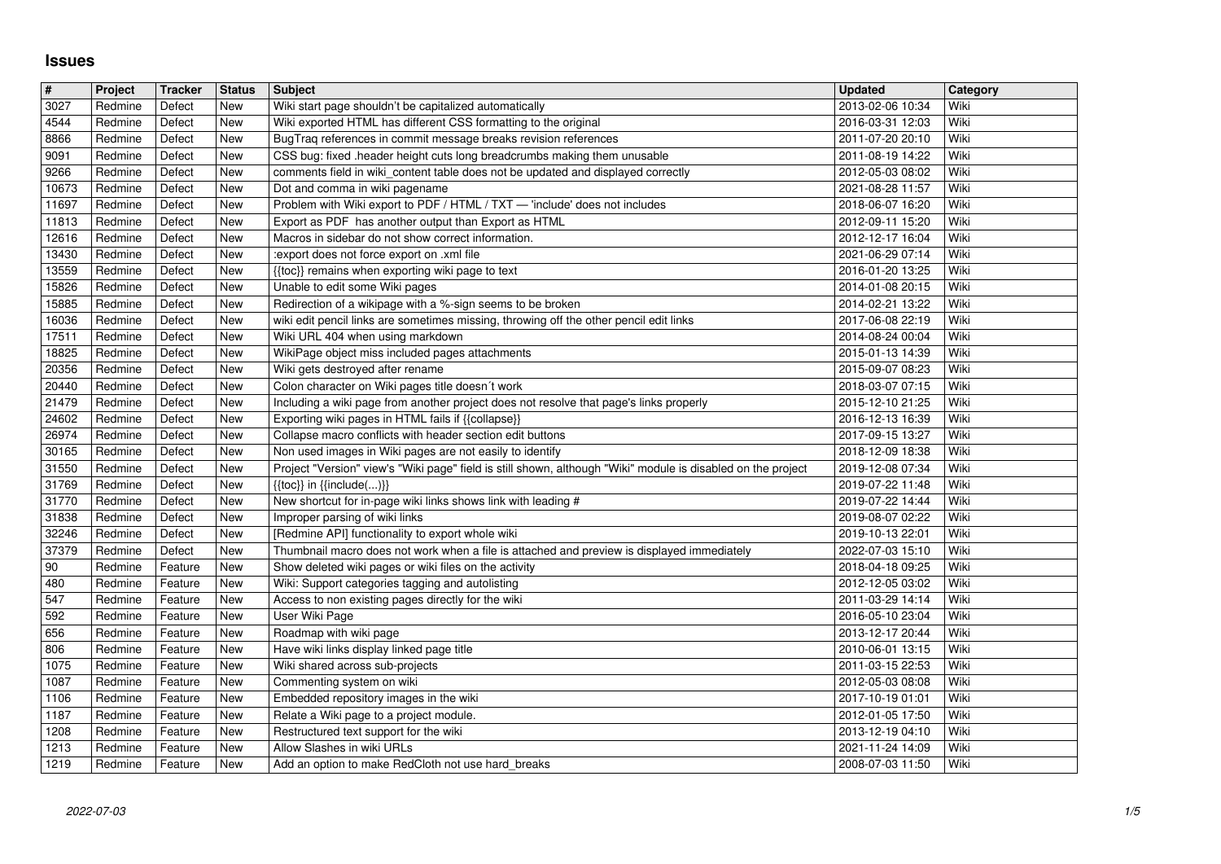# Issues

| # | Project | Tracker | Status | Subject | Updated | Category |
|---|---|---|---|---|---|---|
| 3027 | Redmine | Defect | New | Wiki start page shouldn't be capitalized automatically | 2013-02-06 10:34 | Wiki |
| 4544 | Redmine | Defect | New | Wiki exported HTML has different CSS formatting to the original | 2016-03-31 12:03 | Wiki |
| 8866 | Redmine | Defect | New | BugTraq references in commit message breaks revision references | 2011-07-20 20:10 | Wiki |
| 9091 | Redmine | Defect | New | CSS bug: fixed .header height cuts long breadcrumbs making them unusable | 2011-08-19 14:22 | Wiki |
| 9266 | Redmine | Defect | New | comments field in wiki_content table does not be updated and displayed correctly | 2012-05-03 08:02 | Wiki |
| 10673 | Redmine | Defect | New | Dot and comma in wiki pagename | 2021-08-28 11:57 | Wiki |
| 11697 | Redmine | Defect | New | Problem with Wiki export to PDF / HTML / TXT — 'include' does not includes | 2018-06-07 16:20 | Wiki |
| 11813 | Redmine | Defect | New | Export as PDF has another output than Export as HTML | 2012-09-11 15:20 | Wiki |
| 12616 | Redmine | Defect | New | Macros in sidebar do not show correct information. | 2012-12-17 16:04 | Wiki |
| 13430 | Redmine | Defect | New | :export does not force export on .xml file | 2021-06-29 07:14 | Wiki |
| 13559 | Redmine | Defect | New | {{toc}} remains when exporting wiki page to text | 2016-01-20 13:25 | Wiki |
| 15826 | Redmine | Defect | New | Unable to edit some Wiki pages | 2014-01-08 20:15 | Wiki |
| 15885 | Redmine | Defect | New | Redirection of a wikipage with a %-sign seems to be broken | 2014-02-21 13:22 | Wiki |
| 16036 | Redmine | Defect | New | wiki edit pencil links are sometimes missing, throwing off the other pencil edit links | 2017-06-08 22:19 | Wiki |
| 17511 | Redmine | Defect | New | Wiki URL 404 when using markdown | 2014-08-24 00:04 | Wiki |
| 18825 | Redmine | Defect | New | WikiPage object miss included pages attachments | 2015-01-13 14:39 | Wiki |
| 20356 | Redmine | Defect | New | Wiki gets destroyed after rename | 2015-09-07 08:23 | Wiki |
| 20440 | Redmine | Defect | New | Colon character on Wiki pages title doesn´t work | 2018-03-07 07:15 | Wiki |
| 21479 | Redmine | Defect | New | Including a wiki page from another project does not resolve that page's links properly | 2015-12-10 21:25 | Wiki |
| 24602 | Redmine | Defect | New | Exporting wiki pages in HTML fails if {{collapse}} | 2016-12-13 16:39 | Wiki |
| 26974 | Redmine | Defect | New | Collapse macro conflicts with header section edit buttons | 2017-09-15 13:27 | Wiki |
| 30165 | Redmine | Defect | New | Non used images in Wiki pages are not easily to identify | 2018-12-09 18:38 | Wiki |
| 31550 | Redmine | Defect | New | Project "Version" view's "Wiki page" field is still shown, although "Wiki" module is disabled on the project | 2019-12-08 07:34 | Wiki |
| 31769 | Redmine | Defect | New | {{toc}} in {{include(...)}} | 2019-07-22 11:48 | Wiki |
| 31770 | Redmine | Defect | New | New shortcut for in-page wiki links shows link with leading # | 2019-07-22 14:44 | Wiki |
| 31838 | Redmine | Defect | New | Improper parsing of wiki links | 2019-08-07 02:22 | Wiki |
| 32246 | Redmine | Defect | New | [Redmine API] functionality to export whole wiki | 2019-10-13 22:01 | Wiki |
| 37379 | Redmine | Defect | New | Thumbnail macro does not work when a file is attached and preview is displayed immediately | 2022-07-03 15:10 | Wiki |
| 90 | Redmine | Feature | New | Show deleted wiki pages or wiki files on the activity | 2018-04-18 09:25 | Wiki |
| 480 | Redmine | Feature | New | Wiki: Support categories tagging and autolisting | 2012-12-05 03:02 | Wiki |
| 547 | Redmine | Feature | New | Access to non existing pages directly for the wiki | 2011-03-29 14:14 | Wiki |
| 592 | Redmine | Feature | New | User Wiki Page | 2016-05-10 23:04 | Wiki |
| 656 | Redmine | Feature | New | Roadmap with wiki page | 2013-12-17 20:44 | Wiki |
| 806 | Redmine | Feature | New | Have wiki links display linked page title | 2010-06-01 13:15 | Wiki |
| 1075 | Redmine | Feature | New | Wiki shared across sub-projects | 2011-03-15 22:53 | Wiki |
| 1087 | Redmine | Feature | New | Commenting system on wiki | 2012-05-03 08:08 | Wiki |
| 1106 | Redmine | Feature | New | Embedded repository images in the wiki | 2017-10-19 01:01 | Wiki |
| 1187 | Redmine | Feature | New | Relate a Wiki page to a project module. | 2012-01-05 17:50 | Wiki |
| 1208 | Redmine | Feature | New | Restructured text support for the wiki | 2013-12-19 04:10 | Wiki |
| 1213 | Redmine | Feature | New | Allow Slashes in wiki URLs | 2021-11-24 14:09 | Wiki |
| 1219 | Redmine | Feature | New | Add an option to make RedCloth not use hard_breaks | 2008-07-03 11:50 | Wiki |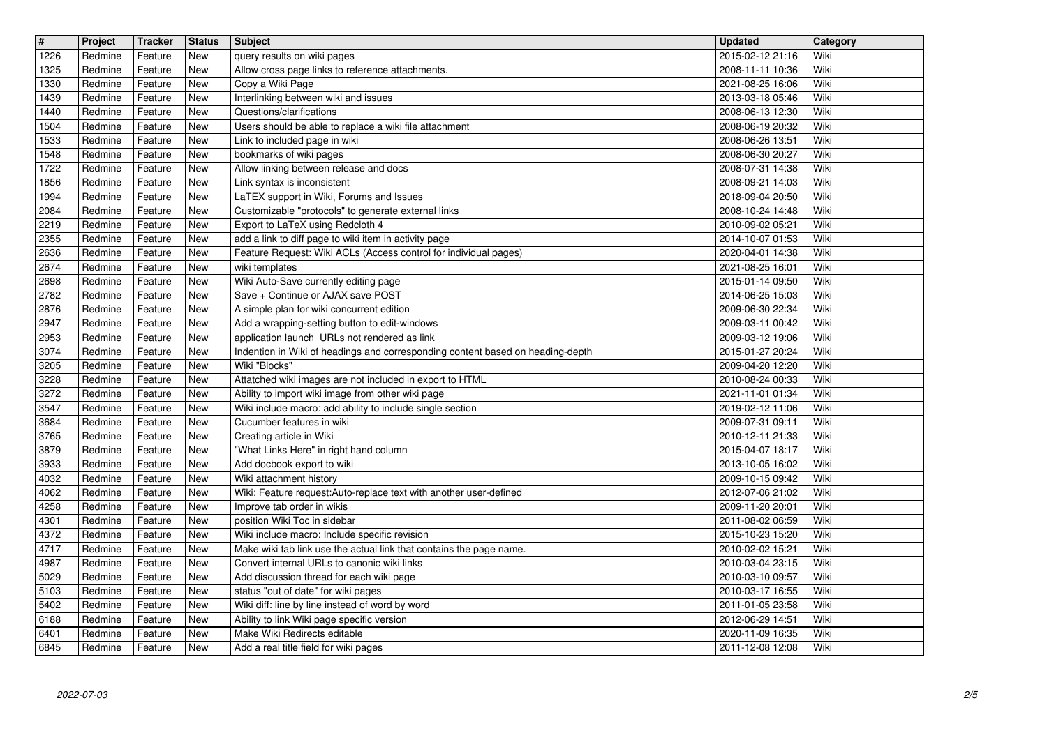| # | Project | Tracker | Status | Subject | Updated | Category |
| --- | --- | --- | --- | --- | --- | --- |
| 1226 | Redmine | Feature | New | query results on wiki pages | 2015-02-12 21:16 | Wiki |
| 1325 | Redmine | Feature | New | Allow cross page links to reference attachments. | 2008-11-11 10:36 | Wiki |
| 1330 | Redmine | Feature | New | Copy a Wiki Page | 2021-08-25 16:06 | Wiki |
| 1439 | Redmine | Feature | New | Interlinking between wiki and issues | 2013-03-18 05:46 | Wiki |
| 1440 | Redmine | Feature | New | Questions/clarifications | 2008-06-13 12:30 | Wiki |
| 1504 | Redmine | Feature | New | Users should be able to replace a wiki file attachment | 2008-06-19 20:32 | Wiki |
| 1533 | Redmine | Feature | New | Link to included page in wiki | 2008-06-26 13:51 | Wiki |
| 1548 | Redmine | Feature | New | bookmarks of wiki pages | 2008-06-30 20:27 | Wiki |
| 1722 | Redmine | Feature | New | Allow linking between release and docs | 2008-07-31 14:38 | Wiki |
| 1856 | Redmine | Feature | New | Link syntax is inconsistent | 2008-09-21 14:03 | Wiki |
| 1994 | Redmine | Feature | New | LaTEX support in Wiki, Forums and Issues | 2018-09-04 20:50 | Wiki |
| 2084 | Redmine | Feature | New | Customizable "protocols" to generate external links | 2008-10-24 14:48 | Wiki |
| 2219 | Redmine | Feature | New | Export to LaTeX using Redcloth 4 | 2010-09-02 05:21 | Wiki |
| 2355 | Redmine | Feature | New | add a link to diff page to wiki item in activity page | 2014-10-07 01:53 | Wiki |
| 2636 | Redmine | Feature | New | Feature Request: Wiki ACLs (Access control for individual pages) | 2020-04-01 14:38 | Wiki |
| 2674 | Redmine | Feature | New | wiki templates | 2021-08-25 16:01 | Wiki |
| 2698 | Redmine | Feature | New | Wiki Auto-Save currently editing page | 2015-01-14 09:50 | Wiki |
| 2782 | Redmine | Feature | New | Save + Continue or AJAX save POST | 2014-06-25 15:03 | Wiki |
| 2876 | Redmine | Feature | New | A simple plan for wiki concurrent edition | 2009-06-30 22:34 | Wiki |
| 2947 | Redmine | Feature | New | Add a wrapping-setting button to edit-windows | 2009-03-11 00:42 | Wiki |
| 2953 | Redmine | Feature | New | application launch URLs not rendered as link | 2009-03-12 19:06 | Wiki |
| 3074 | Redmine | Feature | New | Indention in Wiki of headings and corresponding content based on heading-depth | 2015-01-27 20:24 | Wiki |
| 3205 | Redmine | Feature | New | Wiki "Blocks" | 2009-04-20 12:20 | Wiki |
| 3228 | Redmine | Feature | New | Attatched wiki images are not included in export to HTML | 2010-08-24 00:33 | Wiki |
| 3272 | Redmine | Feature | New | Ability to import wiki image from other wiki page | 2021-11-01 01:34 | Wiki |
| 3547 | Redmine | Feature | New | Wiki include macro: add ability to include single section | 2019-02-12 11:06 | Wiki |
| 3684 | Redmine | Feature | New | Cucumber features in wiki | 2009-07-31 09:11 | Wiki |
| 3765 | Redmine | Feature | New | Creating article in Wiki | 2010-12-11 21:33 | Wiki |
| 3879 | Redmine | Feature | New | "What Links Here" in right hand column | 2015-04-07 18:17 | Wiki |
| 3933 | Redmine | Feature | New | Add docbook export to wiki | 2013-10-05 16:02 | Wiki |
| 4032 | Redmine | Feature | New | Wiki attachment history | 2009-10-15 09:42 | Wiki |
| 4062 | Redmine | Feature | New | Wiki: Feature request:Auto-replace text with another user-defined | 2012-07-06 21:02 | Wiki |
| 4258 | Redmine | Feature | New | Improve tab order in wikis | 2009-11-20 20:01 | Wiki |
| 4301 | Redmine | Feature | New | position Wiki Toc in sidebar | 2011-08-02 06:59 | Wiki |
| 4372 | Redmine | Feature | New | Wiki include macro: Include specific revision | 2015-10-23 15:20 | Wiki |
| 4717 | Redmine | Feature | New | Make wiki tab link use the actual link that contains the page name. | 2010-02-02 15:21 | Wiki |
| 4987 | Redmine | Feature | New | Convert internal URLs to canonic wiki links | 2010-03-04 23:15 | Wiki |
| 5029 | Redmine | Feature | New | Add discussion thread for each wiki page | 2010-03-10 09:57 | Wiki |
| 5103 | Redmine | Feature | New | status "out of date" for wiki pages | 2010-03-17 16:55 | Wiki |
| 5402 | Redmine | Feature | New | Wiki diff: line by line instead of word by word | 2011-01-05 23:58 | Wiki |
| 6188 | Redmine | Feature | New | Ability to link Wiki page specific version | 2012-06-29 14:51 | Wiki |
| 6401 | Redmine | Feature | New | Make Wiki Redirects editable | 2020-11-09 16:35 | Wiki |
| 6845 | Redmine | Feature | New | Add a real title field for wiki pages | 2011-12-08 12:08 | Wiki |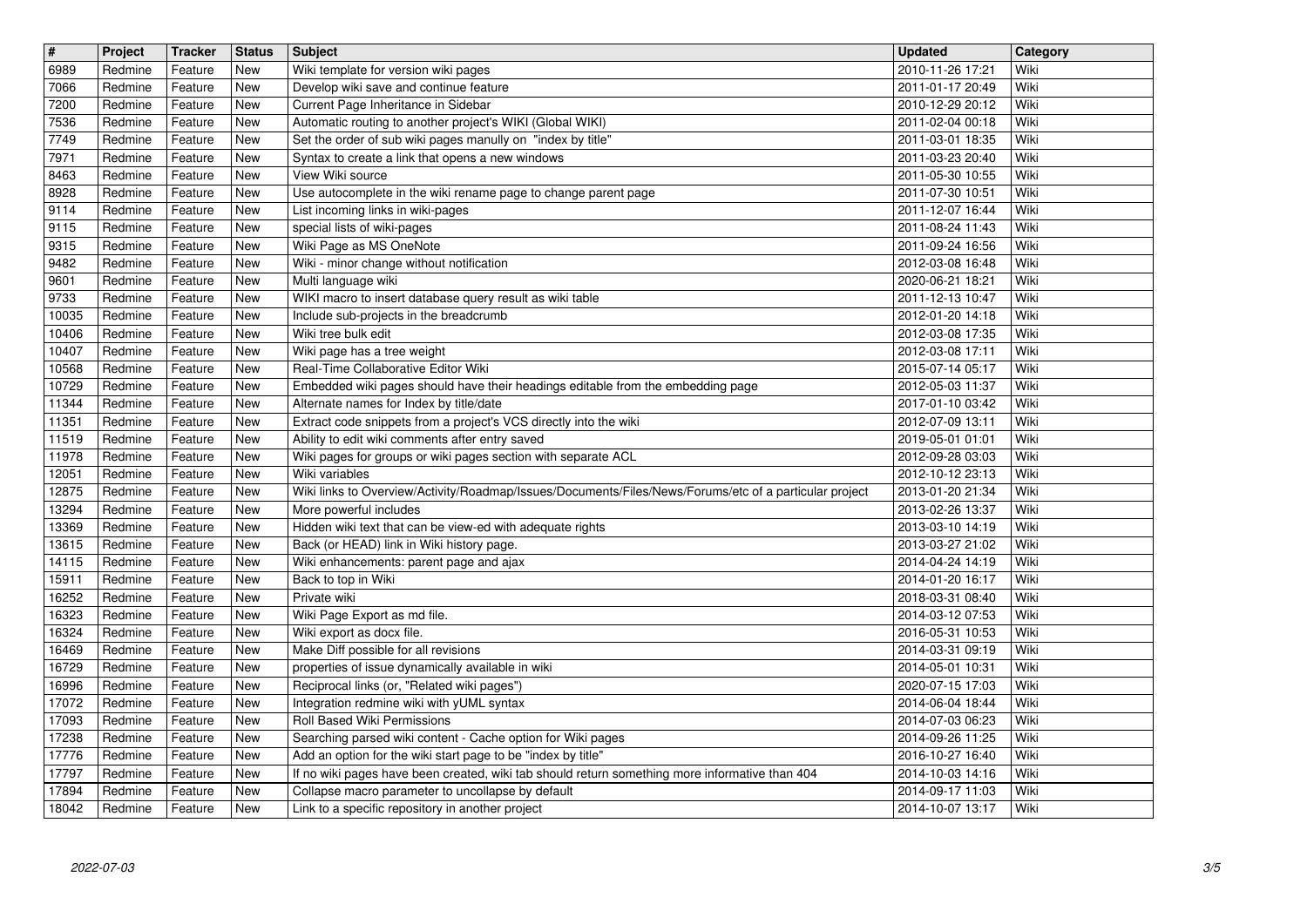| # | Project | Tracker | Status | Subject | Updated | Category |
| --- | --- | --- | --- | --- | --- | --- |
| 6989 | Redmine | Feature | New | Wiki template for version wiki pages | 2010-11-26 17:21 | Wiki |
| 7066 | Redmine | Feature | New | Develop wiki save and continue feature | 2011-01-17 20:49 | Wiki |
| 7200 | Redmine | Feature | New | Current Page Inheritance in Sidebar | 2010-12-29 20:12 | Wiki |
| 7536 | Redmine | Feature | New | Automatic routing to another project's WIKI (Global WIKI) | 2011-02-04 00:18 | Wiki |
| 7749 | Redmine | Feature | New | Set the order of sub wiki pages manully on "index by title" | 2011-03-01 18:35 | Wiki |
| 7971 | Redmine | Feature | New | Syntax to create a link that opens a new windows | 2011-03-23 20:40 | Wiki |
| 8463 | Redmine | Feature | New | View Wiki source | 2011-05-30 10:55 | Wiki |
| 8928 | Redmine | Feature | New | Use autocomplete in the wiki rename page to change parent page | 2011-07-30 10:51 | Wiki |
| 9114 | Redmine | Feature | New | List incoming links in wiki-pages | 2011-12-07 16:44 | Wiki |
| 9115 | Redmine | Feature | New | special lists of wiki-pages | 2011-08-24 11:43 | Wiki |
| 9315 | Redmine | Feature | New | Wiki Page as MS OneNote | 2011-09-24 16:56 | Wiki |
| 9482 | Redmine | Feature | New | Wiki - minor change without notification | 2012-03-08 16:48 | Wiki |
| 9601 | Redmine | Feature | New | Multi language wiki | 2020-06-21 18:21 | Wiki |
| 9733 | Redmine | Feature | New | WIKI macro to insert database query result as wiki table | 2011-12-13 10:47 | Wiki |
| 10035 | Redmine | Feature | New | Include sub-projects in the breadcrumb | 2012-01-20 14:18 | Wiki |
| 10406 | Redmine | Feature | New | Wiki tree bulk edit | 2012-03-08 17:35 | Wiki |
| 10407 | Redmine | Feature | New | Wiki page has a tree weight | 2012-03-08 17:11 | Wiki |
| 10568 | Redmine | Feature | New | Real-Time Collaborative Editor Wiki | 2015-07-14 05:17 | Wiki |
| 10729 | Redmine | Feature | New | Embedded wiki pages should have their headings editable from the embedding page | 2012-05-03 11:37 | Wiki |
| 11344 | Redmine | Feature | New | Alternate names for Index by title/date | 2017-01-10 03:42 | Wiki |
| 11351 | Redmine | Feature | New | Extract code snippets from a project's VCS directly into the wiki | 2012-07-09 13:11 | Wiki |
| 11519 | Redmine | Feature | New | Ability to edit wiki comments after entry saved | 2019-05-01 01:01 | Wiki |
| 11978 | Redmine | Feature | New | Wiki pages for groups or wiki pages section with separate ACL | 2012-09-28 03:03 | Wiki |
| 12051 | Redmine | Feature | New | Wiki variables | 2012-10-12 23:13 | Wiki |
| 12875 | Redmine | Feature | New | Wiki links to Overview/Activity/Roadmap/Issues/Documents/Files/News/Forums/etc of a particular project | 2013-01-20 21:34 | Wiki |
| 13294 | Redmine | Feature | New | More powerful includes | 2013-02-26 13:37 | Wiki |
| 13369 | Redmine | Feature | New | Hidden wiki text that can be view-ed with adequate rights | 2013-03-10 14:19 | Wiki |
| 13615 | Redmine | Feature | New | Back (or HEAD) link in Wiki history page. | 2013-03-27 21:02 | Wiki |
| 14115 | Redmine | Feature | New | Wiki enhancements: parent page and ajax | 2014-04-24 14:19 | Wiki |
| 15911 | Redmine | Feature | New | Back to top in Wiki | 2014-01-20 16:17 | Wiki |
| 16252 | Redmine | Feature | New | Private wiki | 2018-03-31 08:40 | Wiki |
| 16323 | Redmine | Feature | New | Wiki Page Export as md file. | 2014-03-12 07:53 | Wiki |
| 16324 | Redmine | Feature | New | Wiki export as docx file. | 2016-05-31 10:53 | Wiki |
| 16469 | Redmine | Feature | New | Make Diff possible for all revisions | 2014-03-31 09:19 | Wiki |
| 16729 | Redmine | Feature | New | properties of issue dynamically available in wiki | 2014-05-01 10:31 | Wiki |
| 16996 | Redmine | Feature | New | Reciprocal links (or, "Related wiki pages") | 2020-07-15 17:03 | Wiki |
| 17072 | Redmine | Feature | New | Integration redmine wiki with yUML syntax | 2014-06-04 18:44 | Wiki |
| 17093 | Redmine | Feature | New | Roll Based Wiki Permissions | 2014-07-03 06:23 | Wiki |
| 17238 | Redmine | Feature | New | Searching parsed wiki content - Cache option for Wiki pages | 2014-09-26 11:25 | Wiki |
| 17776 | Redmine | Feature | New | Add an option for the wiki start page to be "index by title" | 2016-10-27 16:40 | Wiki |
| 17797 | Redmine | Feature | New | If no wiki pages have been created, wiki tab should return something more informative than 404 | 2014-10-03 14:16 | Wiki |
| 17894 | Redmine | Feature | New | Collapse macro parameter to uncollapse by default | 2014-09-17 11:03 | Wiki |
| 18042 | Redmine | Feature | New | Link to a specific repository in another project | 2014-10-07 13:17 | Wiki |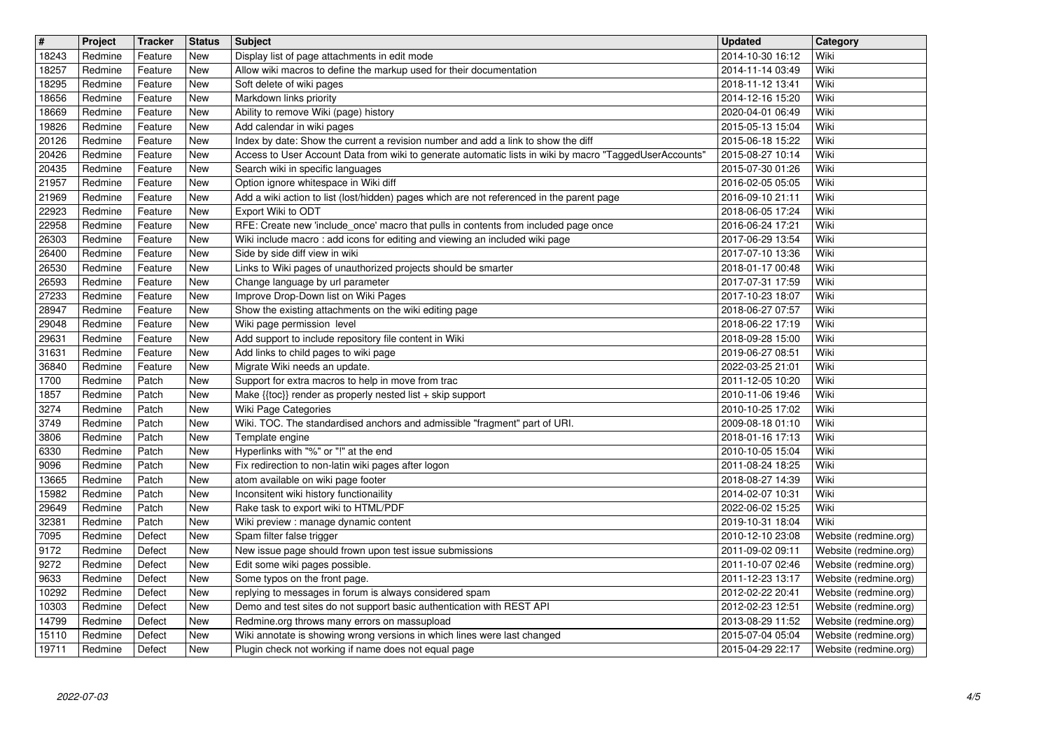| # | Project | Tracker | Status | Subject | Updated | Category |
|---|---|---|---|---|---|---|
| 18243 | Redmine | Feature | New | Display list of page attachments in edit mode | 2014-10-30 16:12 | Wiki |
| 18257 | Redmine | Feature | New | Allow wiki macros to define the markup used for their documentation | 2014-11-14 03:49 | Wiki |
| 18295 | Redmine | Feature | New | Soft delete of wiki pages | 2018-11-12 13:41 | Wiki |
| 18656 | Redmine | Feature | New | Markdown links priority | 2014-12-16 15:20 | Wiki |
| 18669 | Redmine | Feature | New | Ability to remove Wiki (page) history | 2020-04-01 06:49 | Wiki |
| 19826 | Redmine | Feature | New | Add calendar in wiki pages | 2015-05-13 15:04 | Wiki |
| 20126 | Redmine | Feature | New | Index by date: Show the current a revision number and add a link to show the diff | 2015-06-18 15:22 | Wiki |
| 20426 | Redmine | Feature | New | Access to User Account Data from wiki to generate automatic lists in wiki by macro "TaggedUserAccounts" | 2015-08-27 10:14 | Wiki |
| 20435 | Redmine | Feature | New | Search wiki in specific languages | 2015-07-30 01:26 | Wiki |
| 21957 | Redmine | Feature | New | Option ignore whitespace in Wiki diff | 2016-02-05 05:05 | Wiki |
| 21969 | Redmine | Feature | New | Add a wiki action to list (lost/hidden) pages which are not referenced in the parent page | 2016-09-10 21:11 | Wiki |
| 22923 | Redmine | Feature | New | Export Wiki to ODT | 2018-06-05 17:24 | Wiki |
| 22958 | Redmine | Feature | New | RFE: Create new 'include_once' macro that pulls in contents from included page once | 2016-06-24 17:21 | Wiki |
| 26303 | Redmine | Feature | New | Wiki include macro : add icons for editing and viewing an included wiki page | 2017-06-29 13:54 | Wiki |
| 26400 | Redmine | Feature | New | Side by side diff view in wiki | 2017-07-10 13:36 | Wiki |
| 26530 | Redmine | Feature | New | Links to Wiki pages of unauthorized projects should be smarter | 2018-01-17 00:48 | Wiki |
| 26593 | Redmine | Feature | New | Change language by url parameter | 2017-07-31 17:59 | Wiki |
| 27233 | Redmine | Feature | New | Improve Drop-Down list on Wiki Pages | 2017-10-23 18:07 | Wiki |
| 28947 | Redmine | Feature | New | Show the existing attachments on the wiki editing page | 2018-06-27 07:57 | Wiki |
| 29048 | Redmine | Feature | New | Wiki page permission level | 2018-06-22 17:19 | Wiki |
| 29631 | Redmine | Feature | New | Add support to include repository file content in Wiki | 2018-09-28 15:00 | Wiki |
| 31631 | Redmine | Feature | New | Add links to child pages to wiki page | 2019-06-27 08:51 | Wiki |
| 36840 | Redmine | Feature | New | Migrate Wiki needs an update. | 2022-03-25 21:01 | Wiki |
| 1700 | Redmine | Patch | New | Support for extra macros to help in move from trac | 2011-12-05 10:20 | Wiki |
| 1857 | Redmine | Patch | New | Make {{toc}} render as properly nested list + skip support | 2010-11-06 19:46 | Wiki |
| 3274 | Redmine | Patch | New | Wiki Page Categories | 2010-10-25 17:02 | Wiki |
| 3749 | Redmine | Patch | New | Wiki. TOC. The standardised anchors and admissible "fragment" part of URI. | 2009-08-18 01:10 | Wiki |
| 3806 | Redmine | Patch | New | Template engine | 2018-01-16 17:13 | Wiki |
| 6330 | Redmine | Patch | New | Hyperlinks with "%" or "!" at the end | 2010-10-05 15:04 | Wiki |
| 9096 | Redmine | Patch | New | Fix redirection to non-latin wiki pages after logon | 2011-08-24 18:25 | Wiki |
| 13665 | Redmine | Patch | New | atom available on wiki page footer | 2018-08-27 14:39 | Wiki |
| 15982 | Redmine | Patch | New | Inconsitent wiki history functionaility | 2014-02-07 10:31 | Wiki |
| 29649 | Redmine | Patch | New | Rake task to export wiki to HTML/PDF | 2022-06-02 15:25 | Wiki |
| 32381 | Redmine | Patch | New | Wiki preview : manage dynamic content | 2019-10-31 18:04 | Wiki |
| 7095 | Redmine | Defect | New | Spam filter false trigger | 2010-12-10 23:08 | Website (redmine.org) |
| 9172 | Redmine | Defect | New | New issue page should frown upon test issue submissions | 2011-09-02 09:11 | Website (redmine.org) |
| 9272 | Redmine | Defect | New | Edit some wiki pages possible. | 2011-10-07 02:46 | Website (redmine.org) |
| 9633 | Redmine | Defect | New | Some typos on the front page. | 2011-12-23 13:17 | Website (redmine.org) |
| 10292 | Redmine | Defect | New | replying to messages in forum is always considered spam | 2012-02-22 20:41 | Website (redmine.org) |
| 10303 | Redmine | Defect | New | Demo and test sites do not support basic authentication with REST API | 2012-02-23 12:51 | Website (redmine.org) |
| 14799 | Redmine | Defect | New | Redmine.org throws many errors on massupload | 2013-08-29 11:52 | Website (redmine.org) |
| 15110 | Redmine | Defect | New | Wiki annotate is showing wrong versions in which lines were last changed | 2015-07-04 05:04 | Website (redmine.org) |
| 19711 | Redmine | Defect | New | Plugin check not working if name does not equal page | 2015-04-29 22:17 | Website (redmine.org) |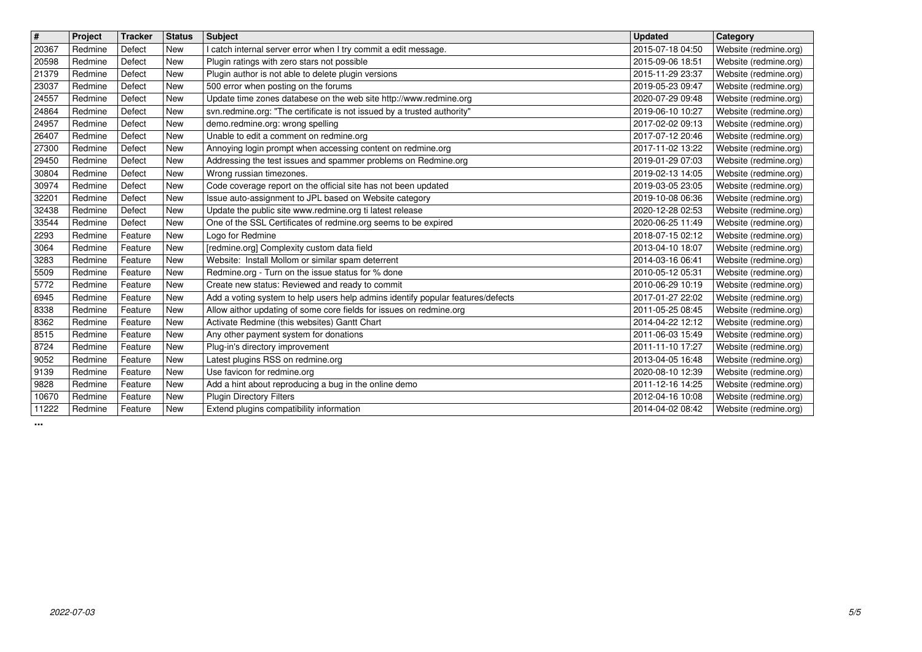| # | Project | Tracker | Status | Subject | Updated | Category |
|---|---|---|---|---|---|---|
| 20367 | Redmine | Defect | New | I catch internal server error when I try commit a edit message. | 2015-07-18 04:50 | Website (redmine.org) |
| 20598 | Redmine | Defect | New | Plugin ratings with zero stars not possible | 2015-09-06 18:51 | Website (redmine.org) |
| 21379 | Redmine | Defect | New | Plugin author is not able to delete plugin versions | 2015-11-29 23:37 | Website (redmine.org) |
| 23037 | Redmine | Defect | New | 500 error when posting on the forums | 2019-05-23 09:47 | Website (redmine.org) |
| 24557 | Redmine | Defect | New | Update time zones databese on the web site http://www.redmine.org | 2020-07-29 09:48 | Website (redmine.org) |
| 24864 | Redmine | Defect | New | svn.redmine.org: "The certificate is not issued by a trusted authority" | 2019-06-10 10:27 | Website (redmine.org) |
| 24957 | Redmine | Defect | New | demo.redmine.org: wrong spelling | 2017-02-02 09:13 | Website (redmine.org) |
| 26407 | Redmine | Defect | New | Unable to edit a comment on redmine.org | 2017-07-12 20:46 | Website (redmine.org) |
| 27300 | Redmine | Defect | New | Annoying login prompt when accessing content on redmine.org | 2017-11-02 13:22 | Website (redmine.org) |
| 29450 | Redmine | Defect | New | Addressing the test issues and spammer problems on Redmine.org | 2019-01-29 07:03 | Website (redmine.org) |
| 30804 | Redmine | Defect | New | Wrong russian timezones. | 2019-02-13 14:05 | Website (redmine.org) |
| 30974 | Redmine | Defect | New | Code coverage report on the official site has not been updated | 2019-03-05 23:05 | Website (redmine.org) |
| 32201 | Redmine | Defect | New | Issue auto-assignment to JPL based on Website category | 2019-10-08 06:36 | Website (redmine.org) |
| 32438 | Redmine | Defect | New | Update the public site www.redmine.org ti latest release | 2020-12-28 02:53 | Website (redmine.org) |
| 33544 | Redmine | Defect | New | One of the SSL Certificates of redmine.org seems to be expired | 2020-06-25 11:49 | Website (redmine.org) |
| 2293 | Redmine | Feature | New | Logo for Redmine | 2018-07-15 02:12 | Website (redmine.org) |
| 3064 | Redmine | Feature | New | [redmine.org] Complexity custom data field | 2013-04-10 18:07 | Website (redmine.org) |
| 3283 | Redmine | Feature | New | Website: Install Mollom or similar spam deterrent | 2014-03-16 06:41 | Website (redmine.org) |
| 5509 | Redmine | Feature | New | Redmine.org - Turn on the issue status for % done | 2010-05-12 05:31 | Website (redmine.org) |
| 5772 | Redmine | Feature | New | Create new status: Reviewed and ready to commit | 2010-06-29 10:19 | Website (redmine.org) |
| 6945 | Redmine | Feature | New | Add a voting system to help users help admins identify popular features/defects | 2017-01-27 22:02 | Website (redmine.org) |
| 8338 | Redmine | Feature | New | Allow aithor updating of some core fields for issues on redmine.org | 2011-05-25 08:45 | Website (redmine.org) |
| 8362 | Redmine | Feature | New | Activate Redmine (this websites) Gantt Chart | 2014-04-22 12:12 | Website (redmine.org) |
| 8515 | Redmine | Feature | New | Any other payment system for donations | 2011-06-03 15:49 | Website (redmine.org) |
| 8724 | Redmine | Feature | New | Plug-in's directory improvement | 2011-11-10 17:27 | Website (redmine.org) |
| 9052 | Redmine | Feature | New | Latest plugins RSS on redmine.org | 2013-04-05 16:48 | Website (redmine.org) |
| 9139 | Redmine | Feature | New | Use favicon for redmine.org | 2020-08-10 12:39 | Website (redmine.org) |
| 9828 | Redmine | Feature | New | Add a hint about reproducing a bug in the online demo | 2011-12-16 14:25 | Website (redmine.org) |
| 10670 | Redmine | Feature | New | Plugin Directory Filters | 2012-04-16 10:08 | Website (redmine.org) |
| 11222 | Redmine | Feature | New | Extend plugins compatibility information | 2014-04-02 08:42 | Website (redmine.org) |

...